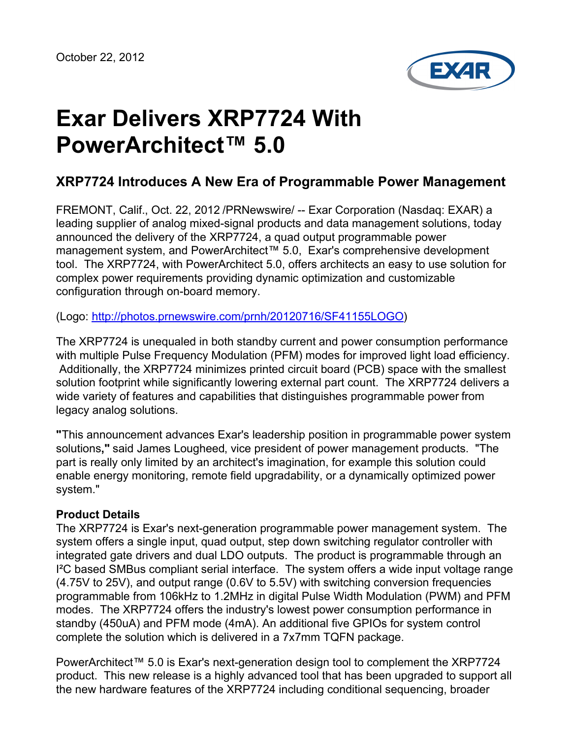October 22, 2012

# Exar Delivers XRP7724 With PowerArchitect™ 5.0

## XRP7724 Introduces A New Era of Programmable Power Management

FREMONT, Calif., Oct. 22, 2012 /PRNewswire/ -- Exar Corporation (Nasdaq: EXAR) a leading supplier of analog mixed-signal products and data management solutions, today announced the delivery of the XRP7724, a quad output programmable power management system, and PowerArchitect™ 5.0, Exar's comprehensive development tool. The XRP7724, with PowerArchitect 5.0, offers architects an easy to use solution for complex power requirements providing dynamic optimization and customizable configuration through on-board memory.

(Logo: http://photos.prnewswire.com/prnh/20120716/SF41155LOGO)

The XRP7724 is unequaled in both standby current and power consumption performance with multiple Pulse Frequency Modulation (PFM) modes for improved light load efficiency. Additionally, the XRP7724 minimizes printed circuit board (PCB) space with the smallest solution footprint while significantly lowering external part count. The XRP7724 delivers a wide variety of features and capabilities that distinguishes programmable power from legacy analog solutions.

**"**This announcement advances Exar's leadership position in programmable power system solutions**,"** said James Lougheed, vice president of power management products. "The part is really only limited by an architect's imagination, for example this solution could enable energy monitoring, remote field upgradability, or a dynamically optimized power system."

**Product Details**

The XRP7724 is Exar's next-generation programmable power management system. The system offers a single input, quad output, step down switching regulator controller with integrated gate drivers and dual LDO outputs. The product is programmable through an I²C based SMBus compliant serial interface. The system offers a wide input voltage range (4.75V to 25V), and output range (0.6V to 5.5V) with switching conversion frequencies programmable from 106kHz to 1.2MHz in digital Pulse Width Modulation (PWM) and PFM modes. The XRP7724 offers the industry's lowest power consumption performance in standby (450uA) and PFM mode (4mA). An additional five GPIOs for system control complete the solution which is delivered in a 7x7mm TQFN package.

PowerArchitect™ 5.0 is Exar's next-generation design tool to complement the XRP7724 product. This new release is a highly advanced tool that has been upgraded to support all the new hardware features of the XRP7724 including conditional sequencing, broader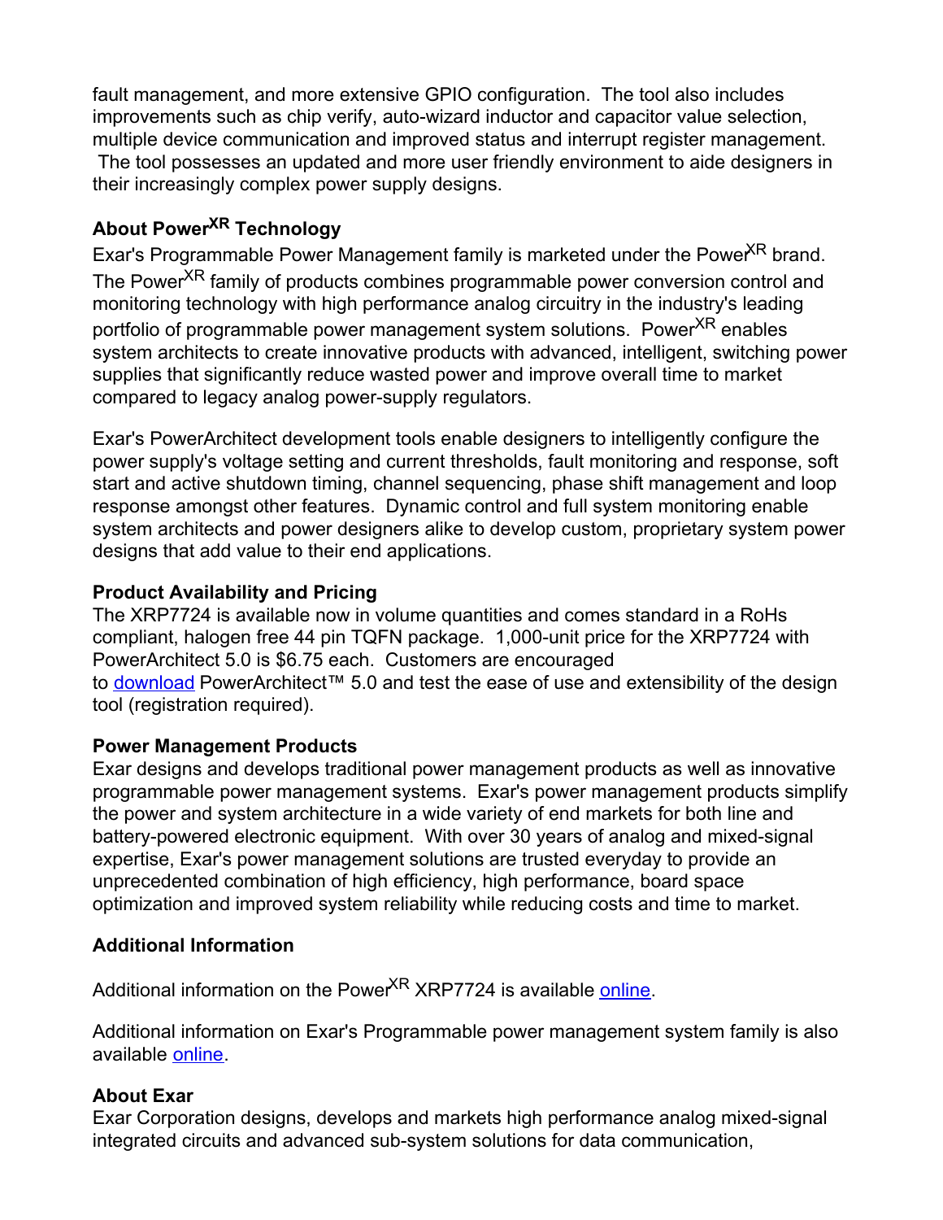fault management, and more extensive GPIO configuration. The tool also includes improvements such as chip verify, auto-wizard inductor and capacitor value selection, multiple device communication and improved status and interrupt register management. The tool possesses an updated and more user friendly environment to aide designers in their increasingly complex power supply designs.

### About Power$^{XR}$ Technology

Exar's Programmable Power Management family is marketed under the Power$^{XR}$ brand. The Power$^{XR}$ family of products combines programmable power conversion control and monitoring technology with high performance analog circuitry in the industry's leading portfolio of programmable power management system solutions. Power$^{XR}$ enables system architects to create innovative products with advanced, intelligent, switching power supplies that significantly reduce wasted power and improve overall time to market compared to legacy analog power-supply regulators.

Exar's PowerArchitect development tools enable designers to intelligently configure the power supply's voltage setting and current thresholds, fault monitoring and response, soft start and active shutdown timing, channel sequencing, phase shift management and loop response amongst other features. Dynamic control and full system monitoring enable system architects and power designers alike to develop custom, proprietary system power designs that add value to their end applications.

### Product Availability and Pricing

The XRP7724 is available now in volume quantities and comes standard in a RoHs compliant, halogen free 44 pin TQFN package. 1,000-unit price for the XRP7724 with PowerArchitect 5.0 is $6.75 each. Customers are encouraged to download PowerArchitect™ 5.0 and test the ease of use and extensibility of the design tool (registration required).

### Power Management Products

Exar designs and develops traditional power management products as well as innovative programmable power management systems. Exar's power management products simplify the power and system architecture in a wide variety of end markets for both line and battery-powered electronic equipment. With over 30 years of analog and mixed-signal expertise, Exar's power management solutions are trusted everyday to provide an unprecedented combination of high efficiency, high performance, board space optimization and improved system reliability while reducing costs and time to market.

### Additional Information

Additional information on the Power$^{XR}$ XRP7724 is available online.

Additional information on Exar's Programmable power management system family is also available online.

### About Exar

Exar Corporation designs, develops and markets high performance analog mixed-signal integrated circuits and advanced sub-system solutions for data communication,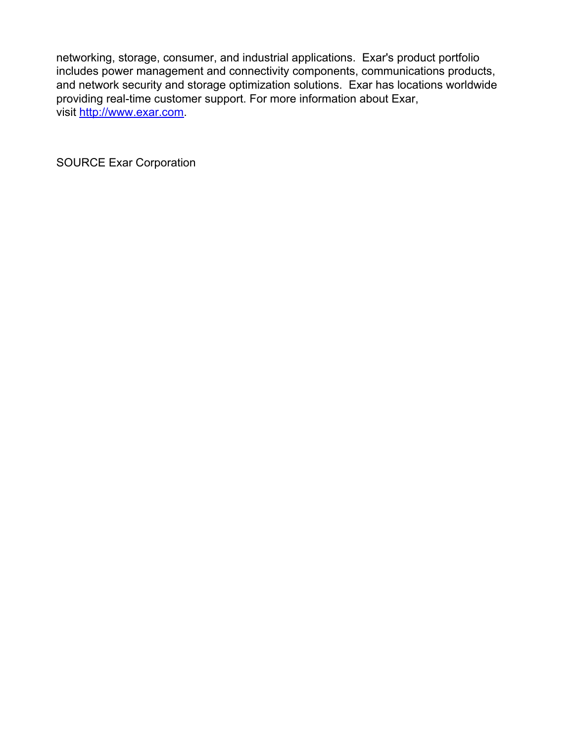networking, storage, consumer, and industrial applications. Exar's product portfolio includes power management and connectivity components, communications products, and network security and storage optimization solutions. Exar has locations worldwide providing real-time customer support. For more information about Exar, visit [http://www.exar.com](http://www.exar.com).

SOURCE Exar Corporation